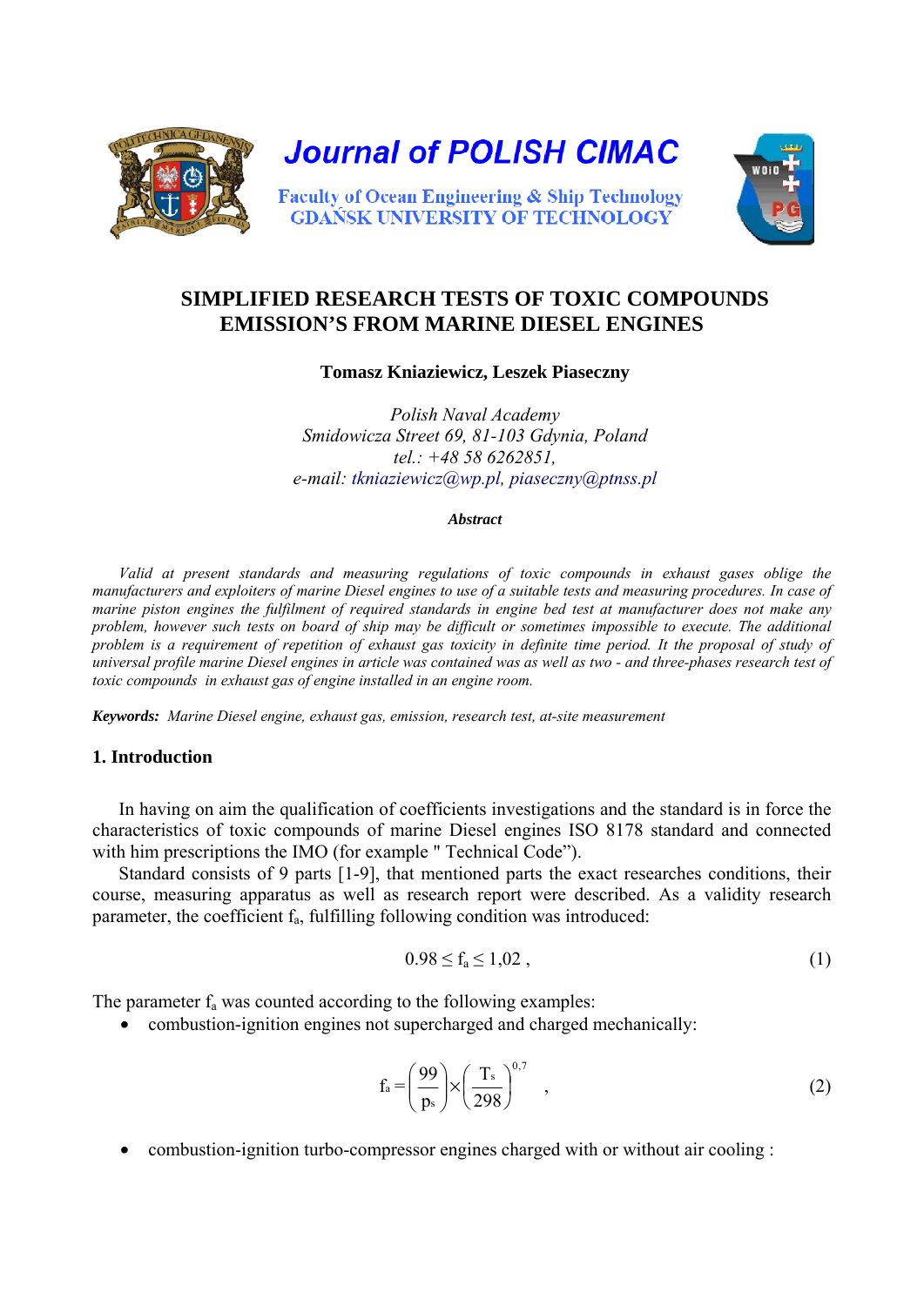# Journal of POLISH CIMAC

Faculty of Ocean Engineering & Ship Technology
GDAŃSK UNIVERSITY OF TECHNOLOGY

## SIMPLIFIED RESEARCH TESTS OF TOXIC COMPOUNDS EMISSION'S FROM MARINE DIESEL ENGINES

**Tomasz Kniaziewicz, Leszek Piaseczny**

*Polish Naval Academy*
*Smidowicza Street 69, 81-103 Gdynia, Poland*
*tel.: +48 58 6262851,*
*e-mail: tkniaziewicz@wp.pl, piaseczny@ptnss.pl*

***Abstract***

*Valid at present standards and measuring regulations of toxic compounds in exhaust gases oblige the manufacturers and exploiters of marine Diesel engines to use of a suitable tests and measuring procedures. In case of marine piston engines the fulfilment of required standards in engine bed test at manufacturer does not make any problem, however such tests on board of ship may be difficult or sometimes impossible to execute. The additional problem is a requirement of repetition of exhaust gas toxicity in definite time period. It the proposal of study of universal profile marine Diesel engines in article was contained was as well as two - and three-phases research test of toxic compounds in exhaust gas of engine installed in an engine room.*

***Keywords:*** *Marine Diesel engine, exhaust gas, emission, research test, at-site measurement*

### 1. Introduction

In having on aim the qualification of coefficients investigations and the standard is in force the characteristics of toxic compounds of marine Diesel engines ISO 8178 standard and connected with him prescriptions the IMO (for example " Technical Code").

Standard consists of 9 parts [1-9], that mentioned parts the exact researches conditions, their course, measuring apparatus as well as research report were described. As a validity research parameter, the coefficient $f_a$, fulfilling following condition was introduced:

$$0.98 \leq f_a \leq 1{,}02 \, , \tag{1}$$

The parameter $f_a$ was counted according to the following examples:

- combustion-ignition engines not supercharged and charged mechanically:

$$f_a = \left(\frac{99}{p_s}\right) \times \left(\frac{T_s}{298}\right)^{0{,}7} \quad , \tag{2}$$

- combustion-ignition turbo-compressor engines charged with or without air cooling :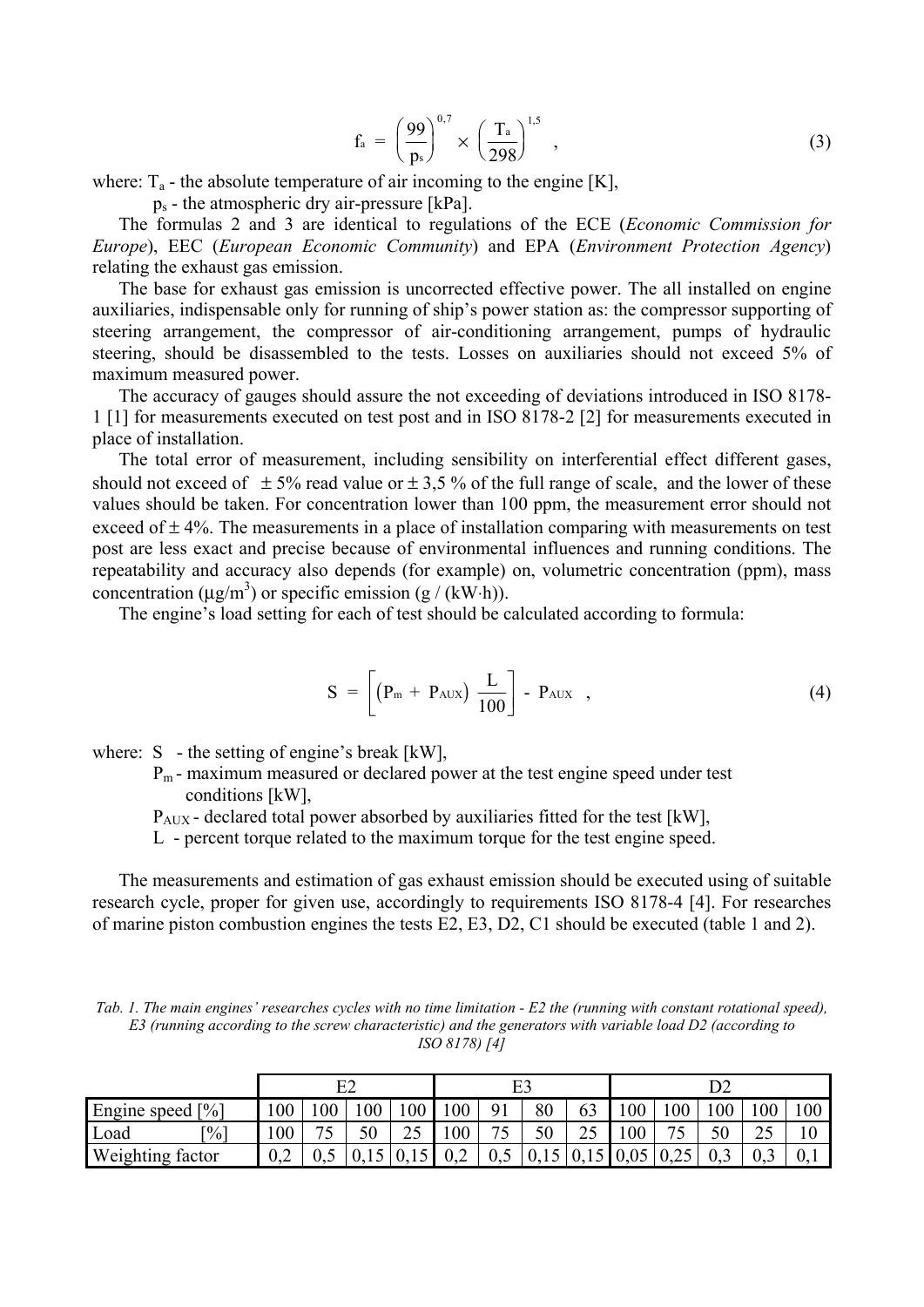$$f_a = \left(\frac{99}{p_s}\right)^{0,7} \times \left(\frac{T_a}{298}\right)^{1,5} \quad , \tag{3}$$

where: $T_a$ - the absolute temperature of air incoming to the engine [K],

$p_s$ - the atmospheric dry air-pressure [kPa].

The formulas 2 and 3 are identical to regulations of the ECE (*Economic Commission for Europe*), EEC (*European Economic Community*) and EPA (*Environment Protection Agency*) relating the exhaust gas emission.

The base for exhaust gas emission is uncorrected effective power. The all installed on engine auxiliaries, indispensable only for running of ship's power station as: the compressor supporting of steering arrangement, the compressor of air-conditioning arrangement, pumps of hydraulic steering, should be disassembled to the tests. Losses on auxiliaries should not exceed 5% of maximum measured power.

The accuracy of gauges should assure the not exceeding of deviations introduced in ISO 8178-1 [1] for measurements executed on test post and in ISO 8178-2 [2] for measurements executed in place of installation.

The total error of measurement, including sensibility on interferential effect different gases, should not exceed of $\pm$ 5% read value or $\pm$ 3,5 % of the full range of scale, and the lower of these values should be taken. For concentration lower than 100 ppm, the measurement error should not exceed of $\pm$ 4%. The measurements in a place of installation comparing with measurements on test post are less exact and precise because of environmental influences and running conditions. The repeatability and accuracy also depends (for example) on, volumetric concentration (ppm), mass concentration ($\mu g/m^3$) or specific emission ($g / (kW \cdot h)$).

The engine's load setting for each of test should be calculated according to formula:

$$S = \left[\left(P_m + P_{AUX}\right) \frac{L}{100}\right] - P_{AUX} \quad , \tag{4}$$

where: S - the setting of engine's break [kW],

$P_m$ - maximum measured or declared power at the test engine speed under test conditions [kW],

$P_{AUX}$ - declared total power absorbed by auxiliaries fitted for the test [kW],

L - percent torque related to the maximum torque for the test engine speed.

The measurements and estimation of gas exhaust emission should be executed using of suitable research cycle, proper for given use, accordingly to requirements ISO 8178-4 [4]. For researches of marine piston combustion engines the tests E2, E3, D2, C1 should be executed (table 1 and 2).

*Tab. 1. The main engines' researches cycles with no time limitation - E2 the (running with constant rotational speed), E3 (running according to the screw characteristic) and the generators with variable load D2 (according to ISO 8178) [4]*

| | E2 | | | | E3 | | | | D2 | | | | |
|---|---|---|---|---|---|---|---|---|---|---|---|---|---|
| Engine speed [%] | 100 | 100 | 100 | 100 | 100 | 91 | 80 | 63 | 100 | 100 | 100 | 100 | 100 |
| Load [%] | 100 | 75 | 50 | 25 | 100 | 75 | 50 | 25 | 100 | 75 | 50 | 25 | 10 |
| Weighting factor | 0,2 | 0,5 | 0,15 | 0,15 | 0,2 | 0,5 | 0,15 | 0,15 | 0,05 | 0,25 | 0,3 | 0,3 | 0,1 |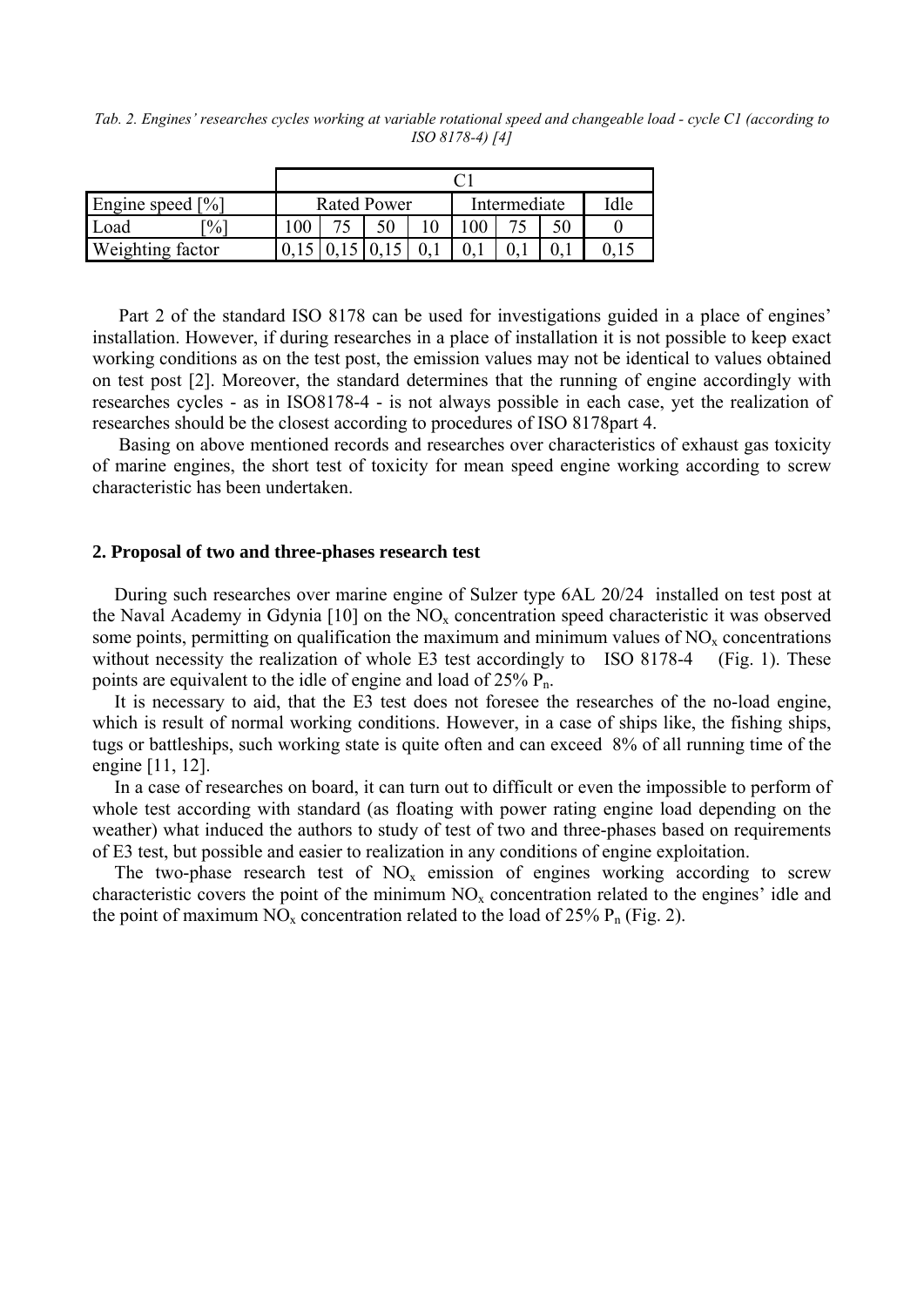*Tab. 2. Engines' researches cycles working at variable rotational speed and changeable load - cycle C1 (according to ISO 8178-4) [4]*

| | C1 | | | | | | | |
|---|---|---|---|---|---|---|---|---|
| Engine speed [%] | Rated Power | | | | Intermediate | | | Idle |
| Load [%] | 100 | 75 | 50 | 10 | 100 | 75 | 50 | 0 |
| Weighting factor | 0,15 | 0,15 | 0,15 | 0,1 | 0,1 | 0,1 | 0,1 | 0,15 |

Part 2 of the standard ISO 8178 can be used for investigations guided in a place of engines' installation. However, if during researches in a place of installation it is not possible to keep exact working conditions as on the test post, the emission values may not be identical to values obtained on test post [2]. Moreover, the standard determines that the running of engine accordingly with researches cycles - as in ISO8178-4 - is not always possible in each case, yet the realization of researches should be the closest according to procedures of ISO 8178part 4.

Basing on above mentioned records and researches over characteristics of exhaust gas toxicity of marine engines, the short test of toxicity for mean speed engine working according to screw characteristic has been undertaken.

## 2. Proposal of two and three-phases research test

During such researches over marine engine of Sulzer type 6AL 20/24 installed on test post at the Naval Academy in Gdynia [10] on the $NO_x$ concentration speed characteristic it was observed some points, permitting on qualification the maximum and minimum values of $NO_x$ concentrations without necessity the realization of whole E3 test accordingly to ISO 8178-4 (Fig. 1). These points are equivalent to the idle of engine and load of 25% $P_n$.

It is necessary to aid, that the E3 test does not foresee the researches of the no-load engine, which is result of normal working conditions. However, in a case of ships like, the fishing ships, tugs or battleships, such working state is quite often and can exceed 8% of all running time of the engine [11, 12].

In a case of researches on board, it can turn out to difficult or even the impossible to perform of whole test according with standard (as floating with power rating engine load depending on the weather) what induced the authors to study of test of two and three-phases based on requirements of E3 test, but possible and easier to realization in any conditions of engine exploitation.

The two-phase research test of $NO_x$ emission of engines working according to screw characteristic covers the point of the minimum $NO_x$ concentration related to the engines' idle and the point of maximum $NO_x$ concentration related to the load of 25% $P_n$ (Fig. 2).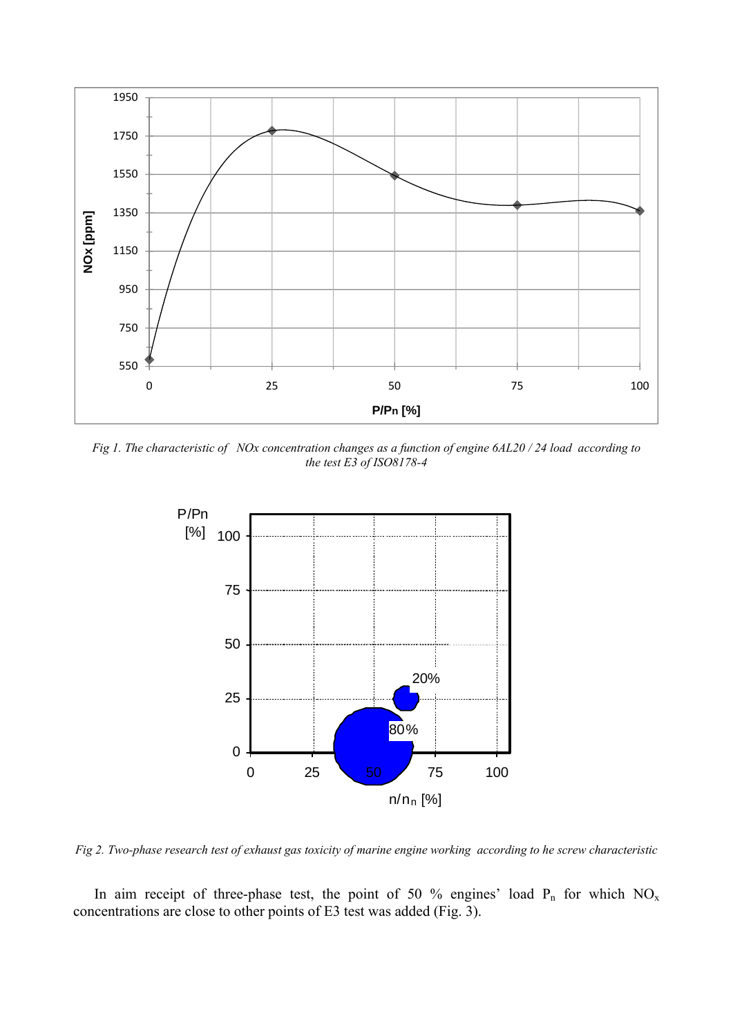*Fig 1. The characteristic of NOx concentration changes as a function of engine 6AL20 / 24 load according to the test E3 of ISO8178-4*

*Fig 2. Two-phase research test of exhaust gas toxicity of marine engine working according to he screw characteristic*

In aim receipt of three-phase test, the point of 50 % engines' load $P_n$ for which $NO_x$ concentrations are close to other points of E3 test was added (Fig. 3).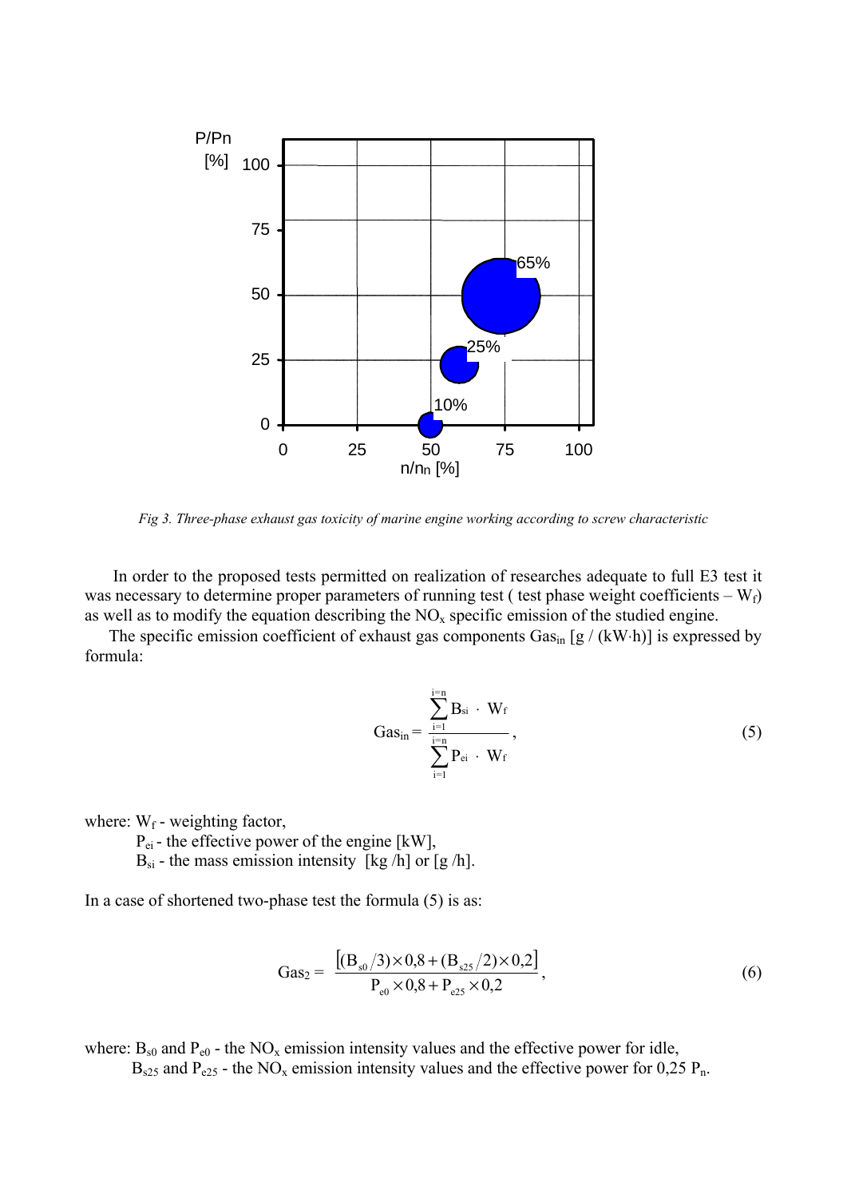*Fig 3. Three-phase exhaust gas toxicity of marine engine working according to screw characteristic*

In order to the proposed tests permitted on realization of researches adequate to full E3 test it was necessary to determine proper parameters of running test ( test phase weight coefficients – $W_f$) as well as to modify the equation describing the $NO_x$ specific emission of the studied engine.

The specific emission coefficient of exhaust gas components $Gas_{in}$ [g / (kW·h)] is expressed by formula:

$$Gas_{in} = \frac{\sum_{i=1}^{i=n} B_{si} \cdot W_f}{\sum_{i=1}^{i=n} P_{ei} \cdot W_f}, \tag{5}$$

where: $W_f$ - weighting factor,
$P_{ei}$ - the effective power of the engine [kW],
$B_{si}$ - the mass emission intensity [kg /h] or [g /h].

In a case of shortened two-phase test the formula (5) is as:

$$Gas_2 = \frac{\left[(B_{s0}/3)\times 0{,}8 + (B_{s25}/2)\times 0{,}2\right]}{P_{e0}\times 0{,}8 + P_{e25}\times 0{,}2}, \tag{6}$$

where: $B_{s0}$ and $P_{e0}$ - the $NO_x$ emission intensity values and the effective power for idle,
$B_{s25}$ and $P_{e25}$ - the $NO_x$ emission intensity values and the effective power for 0,25 $P_n$.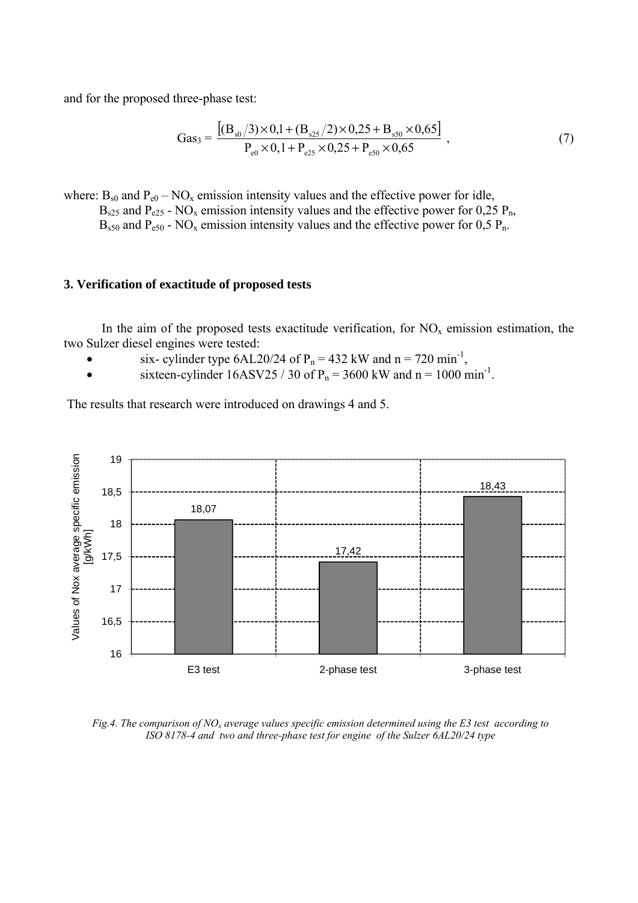and for the proposed three-phase test:

$$\text{Gas}_3 = \frac{\left[(B_{s0}/3)\times 0{,}1 + (B_{s25}/2)\times 0{,}25 + B_{s50}\times 0{,}65\right]}{P_{e0}\times 0{,}1 + P_{e25}\times 0{,}25 + P_{e50}\times 0{,}65} \ , \tag{7}$$

where: $B_{s0}$ and $P_{e0}$ – $NO_x$ emission intensity values and the effective power for idle,

$B_{s25}$ and $P_{e25}$ - $NO_x$ emission intensity values and the effective power for 0,25 $P_n$,

$B_{s50}$ and $P_{e50}$ - $NO_x$ emission intensity values and the effective power for 0,5 $P_n$.

### 3. Verification of exactitude of proposed tests

In the aim of the proposed tests exactitude verification, for $NO_x$ emission estimation, the two Sulzer diesel engines were tested:

- six- cylinder type 6AL20/24 of $P_n$ = 432 kW and n = 720 $min^{-1}$,
- sixteen-cylinder 16ASV25 / 30 of $P_n$ = 3600 kW and n = 1000 $min^{-1}$.

The results that research were introduced on drawings 4 and 5.

| Test | Values of Nox average specific emission [g/kWh] |
|---|---|
| E3 test | 18,07 |
| 2-phase test | 17,42 |
| 3-phase test | 18,43 |

*Fig.4. The comparison of $NO_x$ average values specific emission determined using the E3 test according to ISO 8178-4 and two and three-phase test for engine of the Sulzer 6AL20/24 type*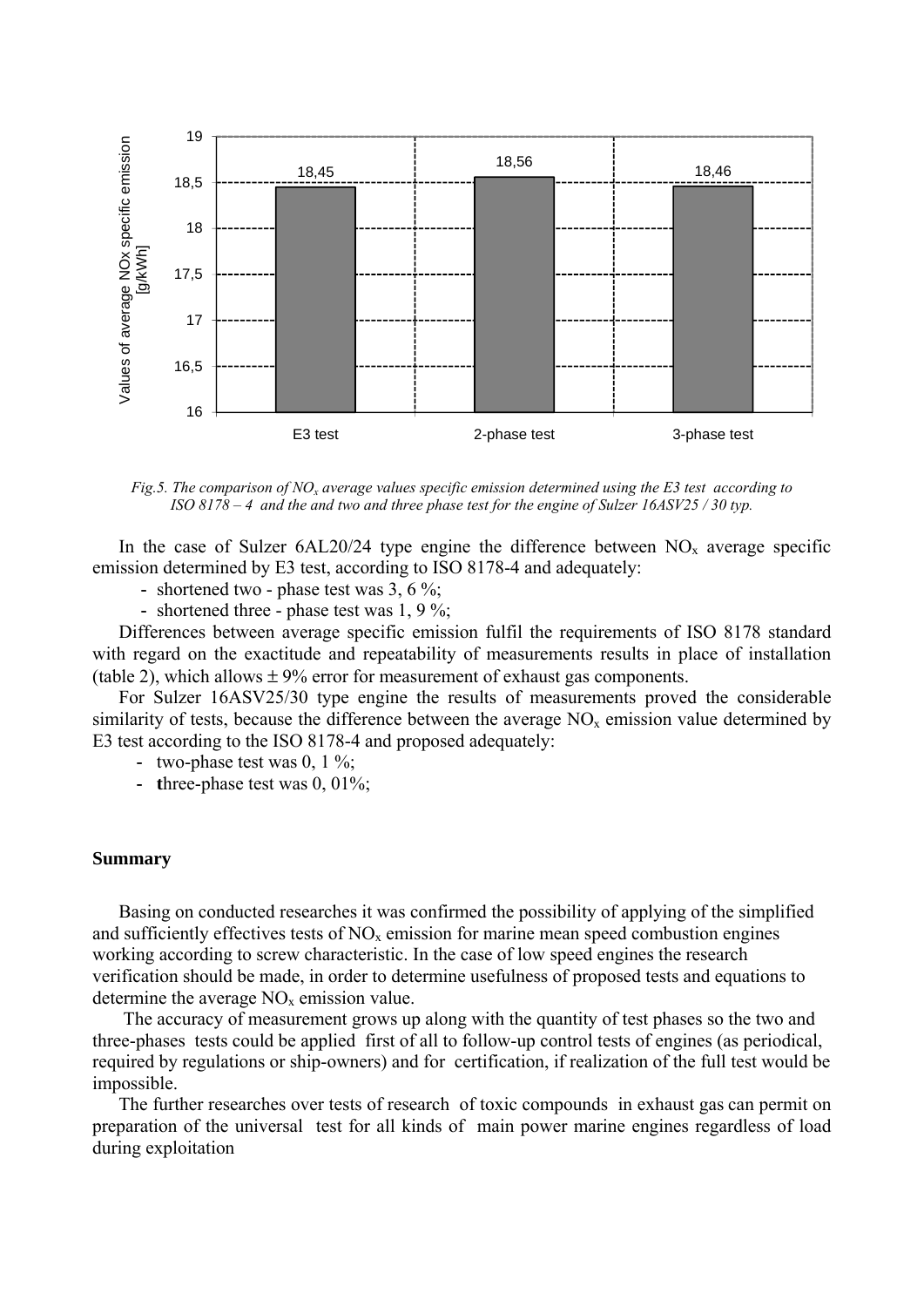*Fig.5. The comparison of $NO_x$ average values specific emission determined using the E3 test according to ISO 8178 – 4 and the and two and three phase test for the engine of Sulzer 16ASV25 / 30 typ.*

In the case of Sulzer 6AL20/24 type engine the difference between $NO_x$ average specific emission determined by E3 test, according to ISO 8178-4 and adequately:

- shortened two - phase test was 3, 6 %;
- shortened three - phase test was 1, 9 %;

Differences between average specific emission fulfil the requirements of ISO 8178 standard with regard on the exactitude and repeatability of measurements results in place of installation (table 2), which allows $\pm$ 9% error for measurement of exhaust gas components.

For Sulzer 16ASV25/30 type engine the results of measurements proved the considerable similarity of tests, because the difference between the average $NO_x$ emission value determined by E3 test according to the ISO 8178-4 and proposed adequately:

- two-phase test was 0, 1 %;
- three-phase test was 0, 01%;

## Summary

Basing on conducted researches it was confirmed the possibility of applying of the simplified and sufficiently effectives tests of $NO_x$ emission for marine mean speed combustion engines working according to screw characteristic. In the case of low speed engines the research verification should be made, in order to determine usefulness of proposed tests and equations to determine the average $NO_x$ emission value.

The accuracy of measurement grows up along with the quantity of test phases so the two and three-phases tests could be applied first of all to follow-up control tests of engines (as periodical, required by regulations or ship-owners) and for certification, if realization of the full test would be impossible.

The further researches over tests of research of toxic compounds in exhaust gas can permit on preparation of the universal test for all kinds of main power marine engines regardless of load during exploitation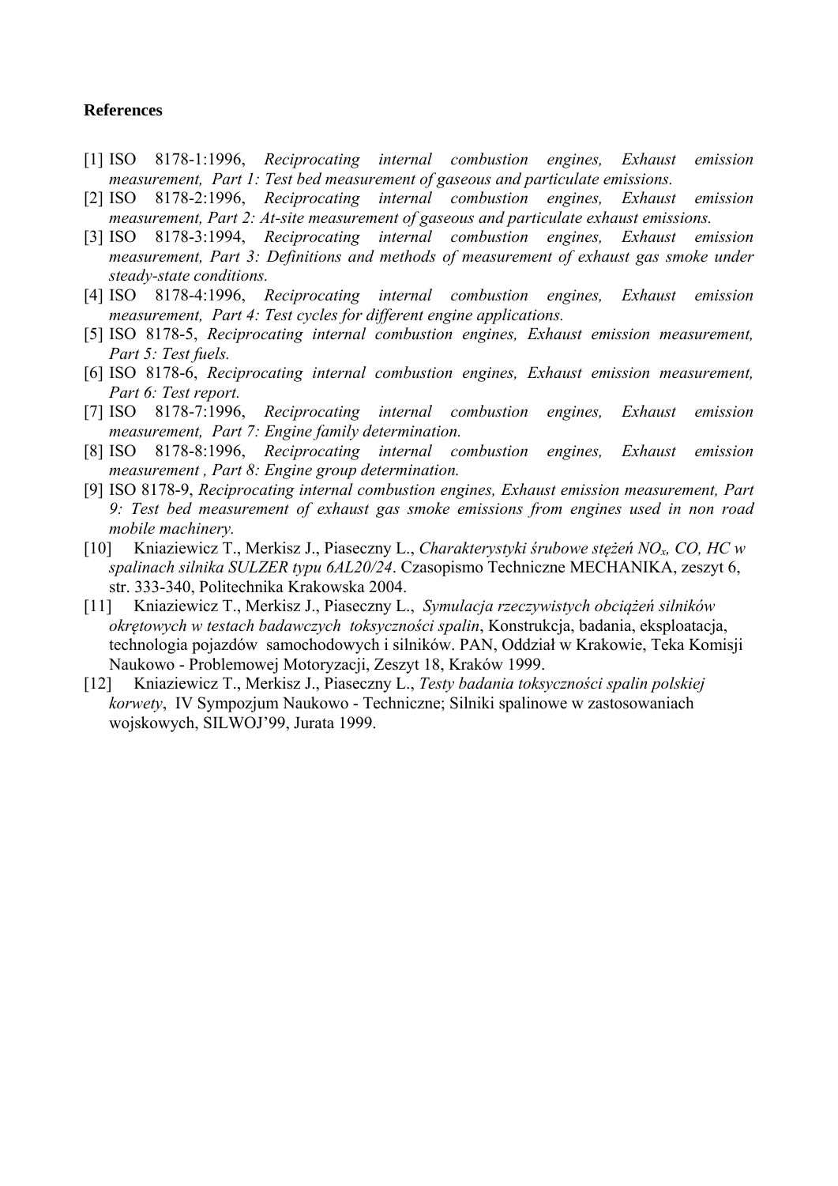## References

[1] ISO 8178-1:1996, *Reciprocating internal combustion engines, Exhaust emission measurement, Part 1: Test bed measurement of gaseous and particulate emissions.*

[2] ISO 8178-2:1996, *Reciprocating internal combustion engines, Exhaust emission measurement, Part 2: At-site measurement of gaseous and particulate exhaust emissions.*

[3] ISO 8178-3:1994, *Reciprocating internal combustion engines, Exhaust emission measurement, Part 3: Definitions and methods of measurement of exhaust gas smoke under steady-state conditions.*

[4] ISO 8178-4:1996, *Reciprocating internal combustion engines, Exhaust emission measurement, Part 4: Test cycles for different engine applications.*

[5] ISO 8178-5, *Reciprocating internal combustion engines, Exhaust emission measurement, Part 5: Test fuels.*

[6] ISO 8178-6, *Reciprocating internal combustion engines, Exhaust emission measurement, Part 6: Test report.*

[7] ISO 8178-7:1996, *Reciprocating internal combustion engines, Exhaust emission measurement, Part 7: Engine family determination.*

[8] ISO 8178-8:1996, *Reciprocating internal combustion engines, Exhaust emission measurement , Part 8: Engine group determination.*

[9] ISO 8178-9, *Reciprocating internal combustion engines, Exhaust emission measurement, Part 9: Test bed measurement of exhaust gas smoke emissions from engines used in non road mobile machinery.*

[10] Kniaziewicz T., Merkisz J., Piaseczny L., *Charakterystyki śrubowe stężeń $NO_x$, CO, HC w spalinach silnika SULZER typu 6AL20/24*. Czasopismo Techniczne MECHANIKA, zeszyt 6, str. 333-340, Politechnika Krakowska 2004.

[11] Kniaziewicz T., Merkisz J., Piaseczny L., *Symulacja rzeczywistych obciążeń silników okrętowych w testach badawczych toksyczności spalin*, Konstrukcja, badania, eksploatacja, technologia pojazdów samochodowych i silników. PAN, Oddział w Krakowie, Teka Komisji Naukowo - Problemowej Motoryzacji, Zeszyt 18, Kraków 1999.

[12] Kniaziewicz T., Merkisz J., Piaseczny L., *Testy badania toksyczności spalin polskiej korwety*, IV Sympozjum Naukowo - Techniczne; Silniki spalinowe w zastosowaniach wojskowych, SILWOJ'99, Jurata 1999.